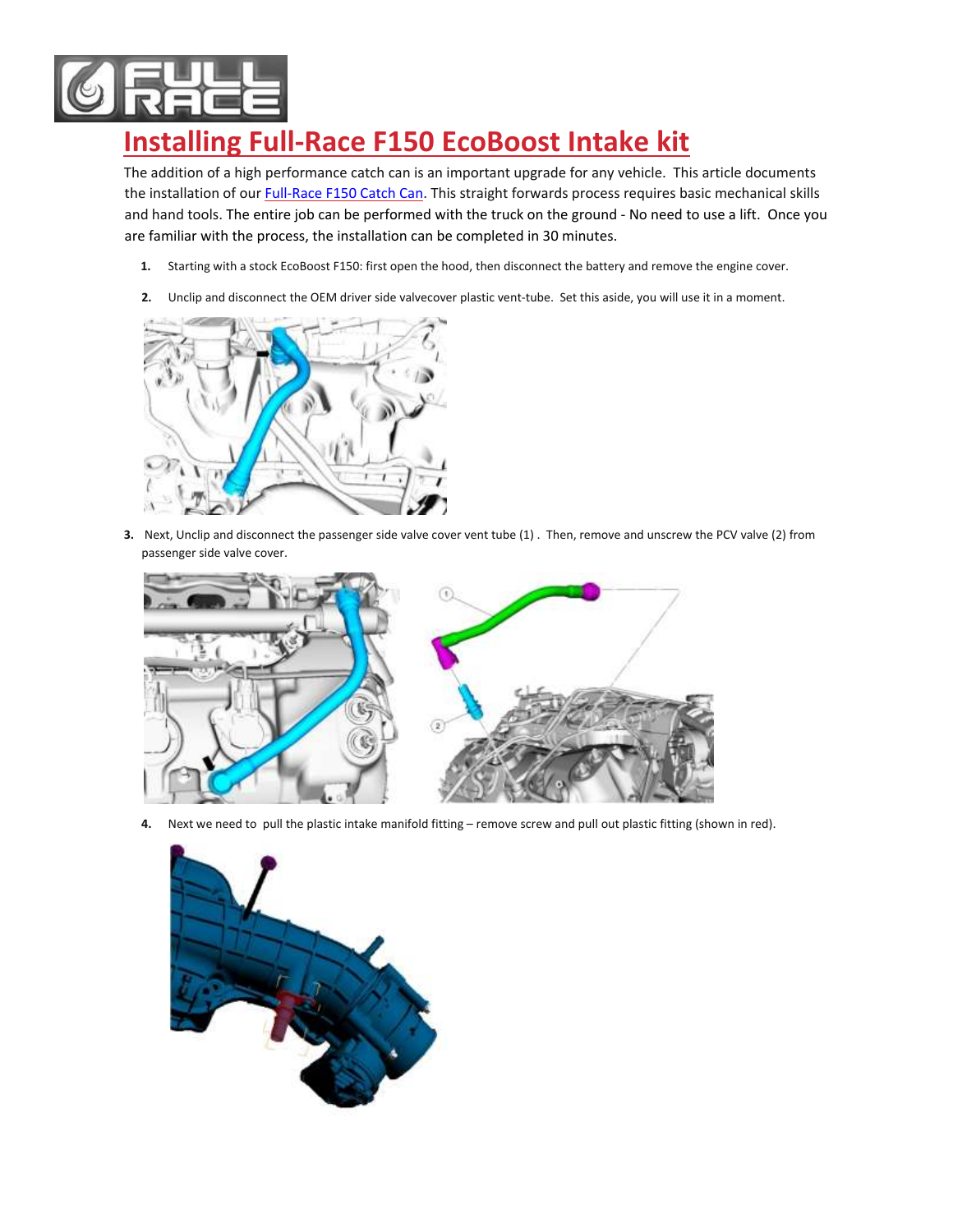# Installing Full-Race F150 EcoBoost Intake kit

The addition of a high performance catch can is an important upgrade for any vehicle. This article documents the installation of our Full-Race F150 Catch Can. This straight forwards process requires basic mechanical skills and hand tools. The entire job can be performed with the truck on the ground - No need to use a lift. Once you are familiar with the process, the installation can be completed in 30 minutes.

1. Starting with a stock EcoBoost F150: first open the hood, then disconnect the battery and remove the engine cover.

2. Unclip and disconnect the OEM driver side valvecover plastic vent-tube. Set this aside, you will use it in a moment.

3. Next, Unclip and disconnect the passenger side valve cover vent tube (1) . Then, remove and unscrew the PCV valve (2) from passenger side valve cover.

4. Next we need to pull the plastic intake manifold fitting – remove screw and pull out plastic fitting (shown in red).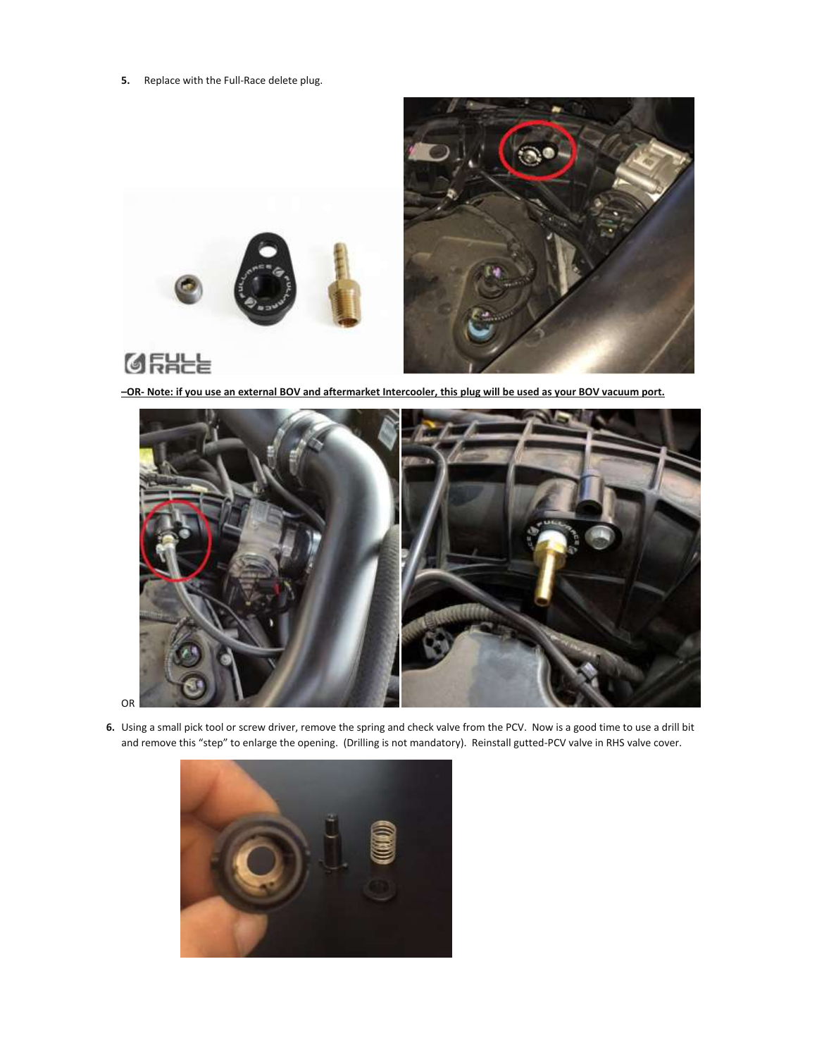5. Replace with the Full-Race delete plug.

**–OR- Note: if you use an external BOV and aftermarket Intercooler, this plug will be used as your BOV vacuum port.**

OR

6. Using a small pick tool or screw driver, remove the spring and check valve from the PCV. Now is a good time to use a drill bit and remove this "step" to enlarge the opening. (Drilling is not mandatory). Reinstall gutted-PCV valve in RHS valve cover.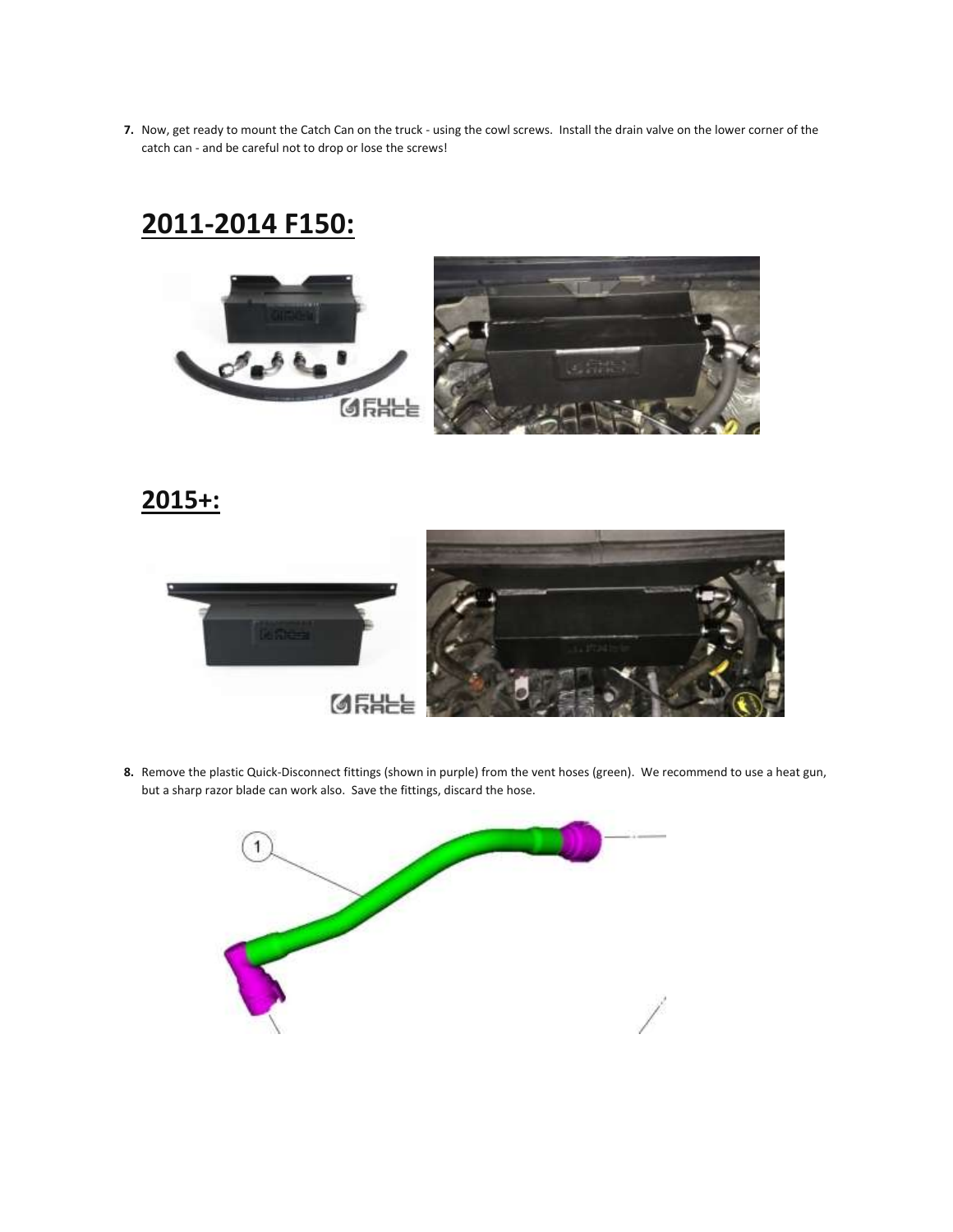7. Now, get ready to mount the Catch Can on the truck - using the cowl screws. Install the drain valve on the lower corner of the catch can - and be careful not to drop or lose the screws!

# 2011-2014 F150:

# 2015+:

8. Remove the plastic Quick-Disconnect fittings (shown in purple) from the vent hoses (green). We recommend to use a heat gun, but a sharp razor blade can work also. Save the fittings, discard the hose.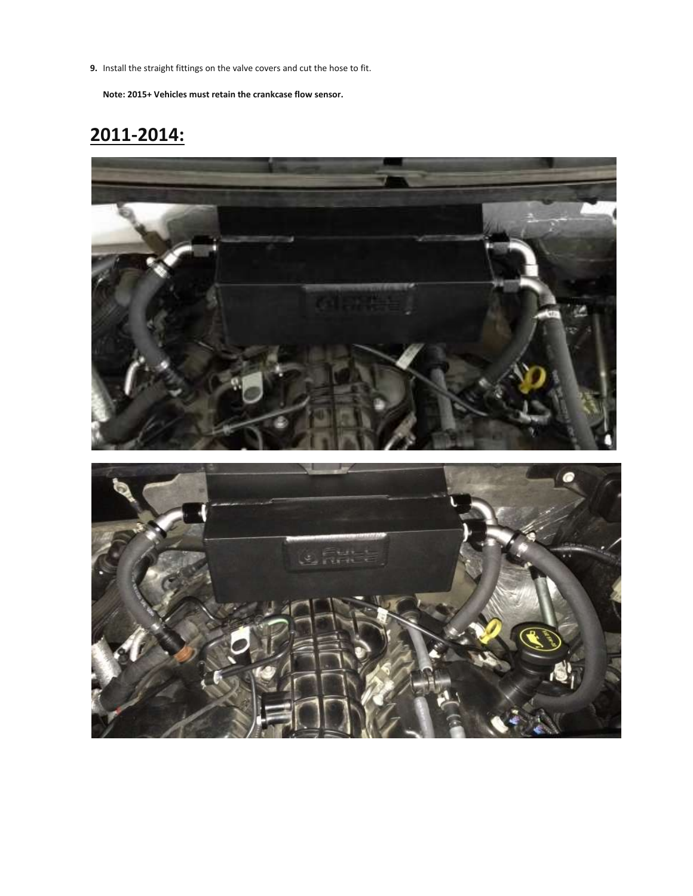9. Install the straight fittings on the valve covers and cut the hose to fit.

   **Note: 2015+ Vehicles must retain the crankcase flow sensor.**

# 2011-2014: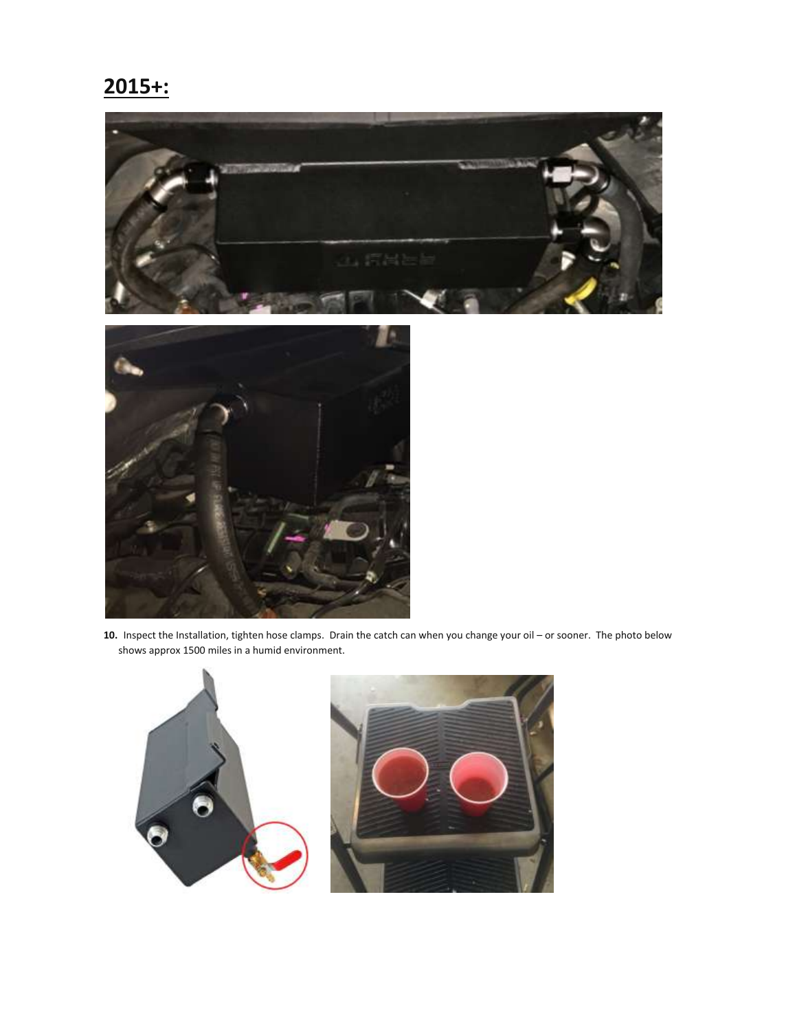## 2015+:

**10.** Inspect the Installation, tighten hose clamps. Drain the catch can when you change your oil – or sooner. The photo below shows approx 1500 miles in a humid environment.